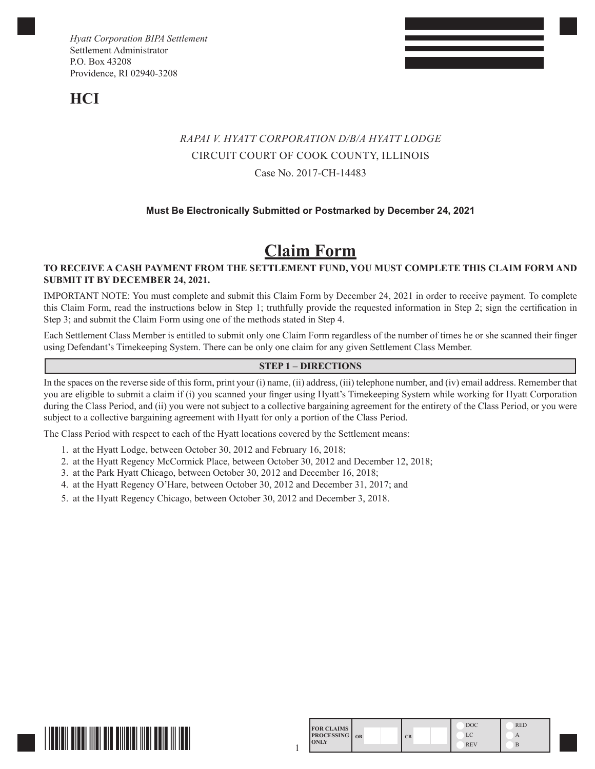*Hyatt Corporation BIPA Settlement*
Settlement Administrator
P.O. Box 43208
Providence, RI 02940-3208

**HCI**

*RAPAI V. HYATT CORPORATION D/B/A HYATT LODGE*
CIRCUIT COURT OF COOK COUNTY, ILLINOIS
Case No. 2017-CH-14483

**Must Be Electronically Submitted or Postmarked by December 24, 2021**

# Claim Form

**TO RECEIVE A CASH PAYMENT FROM THE SETTLEMENT FUND, YOU MUST COMPLETE THIS CLAIM FORM AND SUBMIT IT BY DECEMBER 24, 2021.**

IMPORTANT NOTE: You must complete and submit this Claim Form by December 24, 2021 in order to receive payment. To complete this Claim Form, read the instructions below in Step 1; truthfully provide the requested information in Step 2; sign the certification in Step 3; and submit the Claim Form using one of the methods stated in Step 4.

Each Settlement Class Member is entitled to submit only one Claim Form regardless of the number of times he or she scanned their finger using Defendant's Timekeeping System. There can be only one claim for any given Settlement Class Member.

## STEP 1 – DIRECTIONS

In the spaces on the reverse side of this form, print your (i) name, (ii) address, (iii) telephone number, and (iv) email address. Remember that you are eligible to submit a claim if (i) you scanned your finger using Hyatt's Timekeeping System while working for Hyatt Corporation during the Class Period, and (ii) you were not subject to a collective bargaining agreement for the entirety of the Class Period, or you were subject to a collective bargaining agreement with Hyatt for only a portion of the Class Period.

The Class Period with respect to each of the Hyatt locations covered by the Settlement means:

1. at the Hyatt Lodge, between October 30, 2012 and February 16, 2018;
2. at the Hyatt Regency McCormick Place, between October 30, 2012 and December 12, 2018;
3. at the Park Hyatt Chicago, between October 30, 2012 and December 16, 2018;
4. at the Hyatt Regency O'Hare, between October 30, 2012 and December 31, 2017; and
5. at the Hyatt Regency Chicago, between October 30, 2012 and December 3, 2018.

| FOR CLAIMS PROCESSING ONLY | OB | CB | DOC / LC / REV | RED / A / B |
|---|---|---|---|---|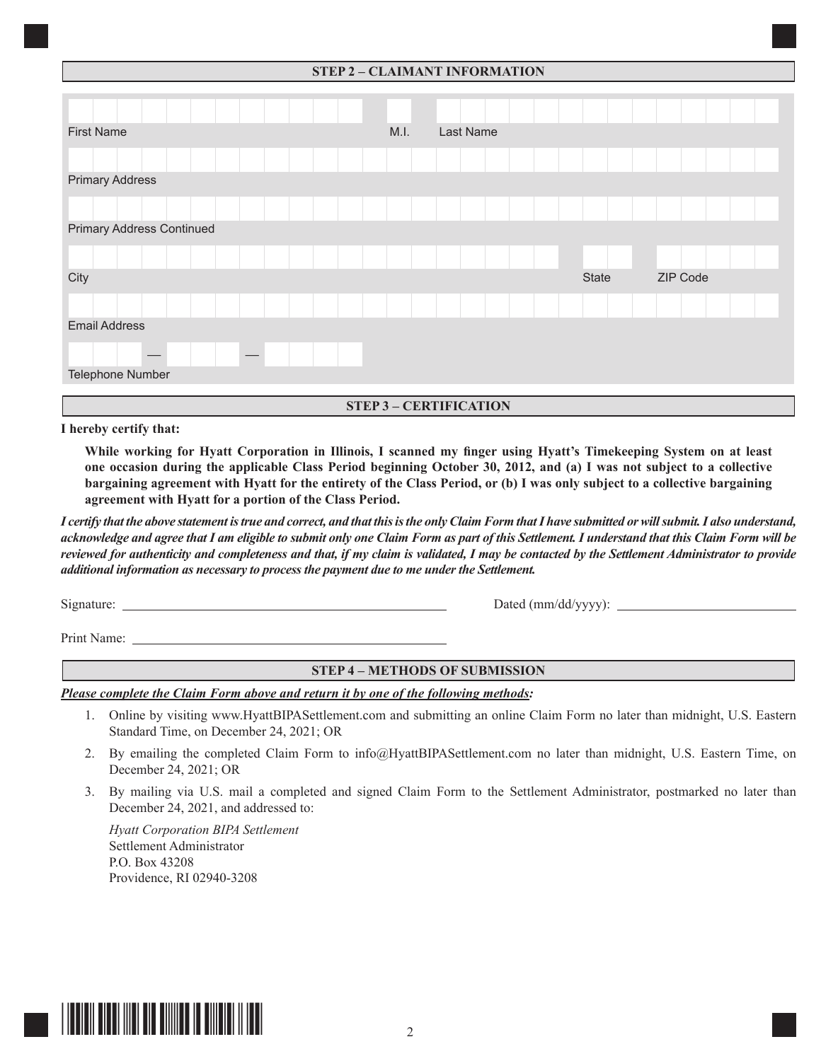## STEP 2 – CLAIMANT INFORMATION

First Name ______________________ M.I. ____ Last Name ______________________

Primary Address ______________________

Primary Address Continued ______________________

City ______________________ State ____ ZIP Code ________

Email Address ______________________

Telephone Number ___ — ___ — ____

## STEP 3 – CERTIFICATION

**I hereby certify that:**

> **While working for Hyatt Corporation in Illinois, I scanned my finger using Hyatt's Timekeeping System on at least one occasion during the applicable Class Period beginning October 30, 2012, and (a) I was not subject to a collective bargaining agreement with Hyatt for the entirety of the Class Period, or (b) I was only subject to a collective bargaining agreement with Hyatt for a portion of the Class Period.**

***I certify that the above statement is true and correct, and that this is the only Claim Form that I have submitted or will submit. I also understand, acknowledge and agree that I am eligible to submit only one Claim Form as part of this Settlement. I understand that this Claim Form will be reviewed for authenticity and completeness and that, if my claim is validated, I may be contacted by the Settlement Administrator to provide additional information as necessary to process the payment due to me under the Settlement.***

Signature: ______________________ Dated (mm/dd/yyyy): ______________________

Print Name: ______________________

## STEP 4 – METHODS OF SUBMISSION

***<u>Please complete the Claim Form above and return it by one of the following methods:</u>***

1. Online by visiting www.HyattBIPASettlement.com and submitting an online Claim Form no later than midnight, U.S. Eastern Standard Time, on December 24, 2021; OR
2. By emailing the completed Claim Form to info@HyattBIPASettlement.com no later than midnight, U.S. Eastern Time, on December 24, 2021; OR
3. By mailing via U.S. mail a completed and signed Claim Form to the Settlement Administrator, postmarked no later than December 24, 2021, and addressed to:

   *Hyatt Corporation BIPA Settlement*
   Settlement Administrator
   P.O. Box 43208
   Providence, RI 02940-3208